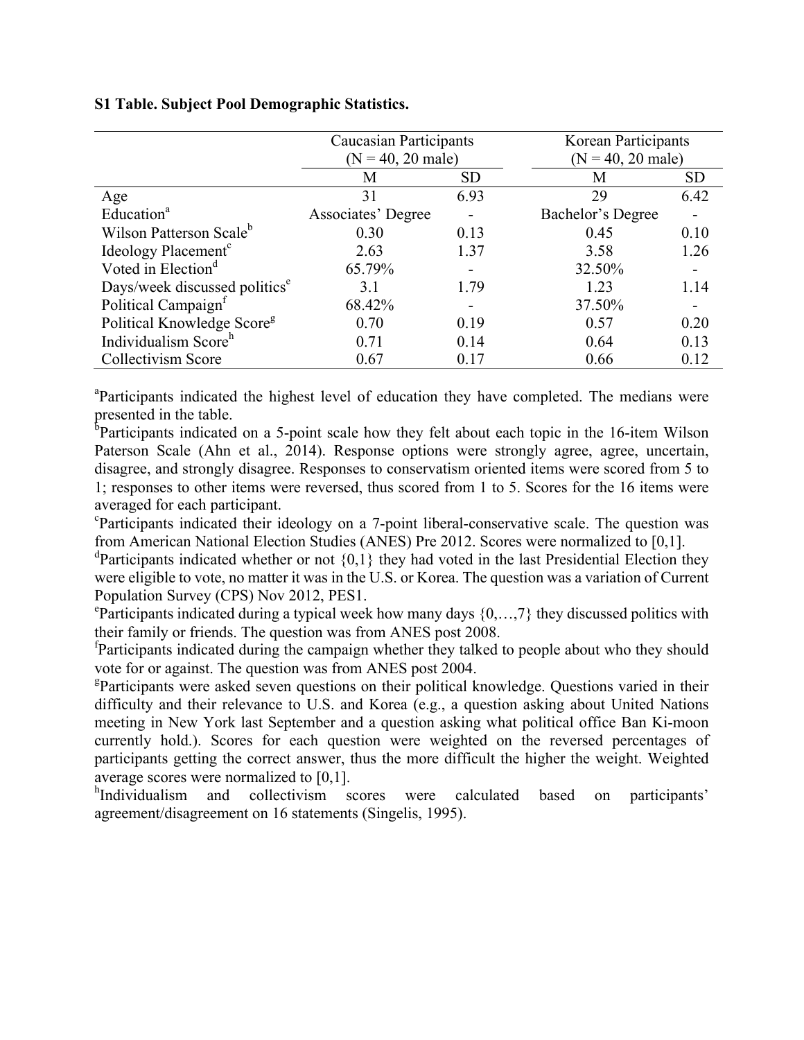**S1 Table. Subject Pool Demographic Statistics.**

| | Caucasian Participants (N = 40, 20 male) | | Korean Participants (N = 40, 20 male) | |
|---|---|---|---|---|
| | M | SD | M | SD |
| Age | 31 | 6.93 | 29 | 6.42 |
| Education[a] | Associates' Degree | - | Bachelor's Degree | - |
| Wilson Patterson Scale[b] | 0.30 | 0.13 | 0.45 | 0.10 |
| Ideology Placement[c] | 2.63 | 1.37 | 3.58 | 1.26 |
| Voted in Election[d] | 65.79% | - | 32.50% | - |
| Days/week discussed politics[e] | 3.1 | 1.79 | 1.23 | 1.14 |
| Political Campaign[f] | 68.42% | - | 37.50% | - |
| Political Knowledge Score[g] | 0.70 | 0.19 | 0.57 | 0.20 |
| Individualism Score[h] | 0.71 | 0.14 | 0.64 | 0.13 |
| Collectivism Score | 0.67 | 0.17 | 0.66 | 0.12 |

[a]Participants indicated the highest level of education they have completed. The medians were presented in the table.

[b]Participants indicated on a 5-point scale how they felt about each topic in the 16-item Wilson Paterson Scale (Ahn et al., 2014). Response options were strongly agree, agree, uncertain, disagree, and strongly disagree. Responses to conservatism oriented items were scored from 5 to 1; responses to other items were reversed, thus scored from 1 to 5. Scores for the 16 items were averaged for each participant.

[c]Participants indicated their ideology on a 7-point liberal-conservative scale. The question was from American National Election Studies (ANES) Pre 2012. Scores were normalized to [0,1].

[d]Participants indicated whether or not {0,1} they had voted in the last Presidential Election they were eligible to vote, no matter it was in the U.S. or Korea. The question was a variation of Current Population Survey (CPS) Nov 2012, PES1.

[e]Participants indicated during a typical week how many days {0,…,7} they discussed politics with their family or friends. The question was from ANES post 2008.

[f]Participants indicated during the campaign whether they talked to people about who they should vote for or against. The question was from ANES post 2004.

[g]Participants were asked seven questions on their political knowledge. Questions varied in their difficulty and their relevance to U.S. and Korea (e.g., a question asking about United Nations meeting in New York last September and a question asking what political office Ban Ki-moon currently hold.). Scores for each question were weighted on the reversed percentages of participants getting the correct answer, thus the more difficult the higher the weight. Weighted average scores were normalized to [0,1].

[h]Individualism and collectivism scores were calculated based on participants' agreement/disagreement on 16 statements (Singelis, 1995).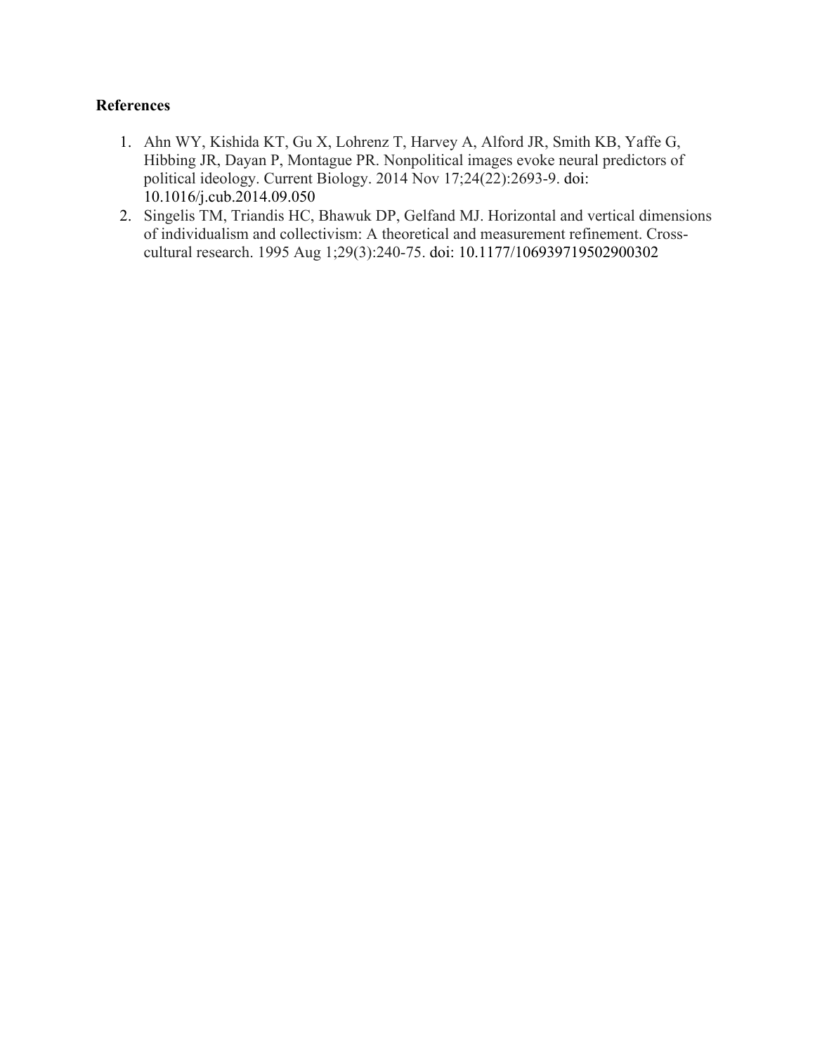**References**

1. Ahn WY, Kishida KT, Gu X, Lohrenz T, Harvey A, Alford JR, Smith KB, Yaffe G, Hibbing JR, Dayan P, Montague PR. Nonpolitical images evoke neural predictors of political ideology. Current Biology. 2014 Nov 17;24(22):2693-9. doi: 10.1016/j.cub.2014.09.050
2. Singelis TM, Triandis HC, Bhawuk DP, Gelfand MJ. Horizontal and vertical dimensions of individualism and collectivism: A theoretical and measurement refinement. Cross-cultural research. 1995 Aug 1;29(3):240-75. doi: 10.1177/106939719502900302